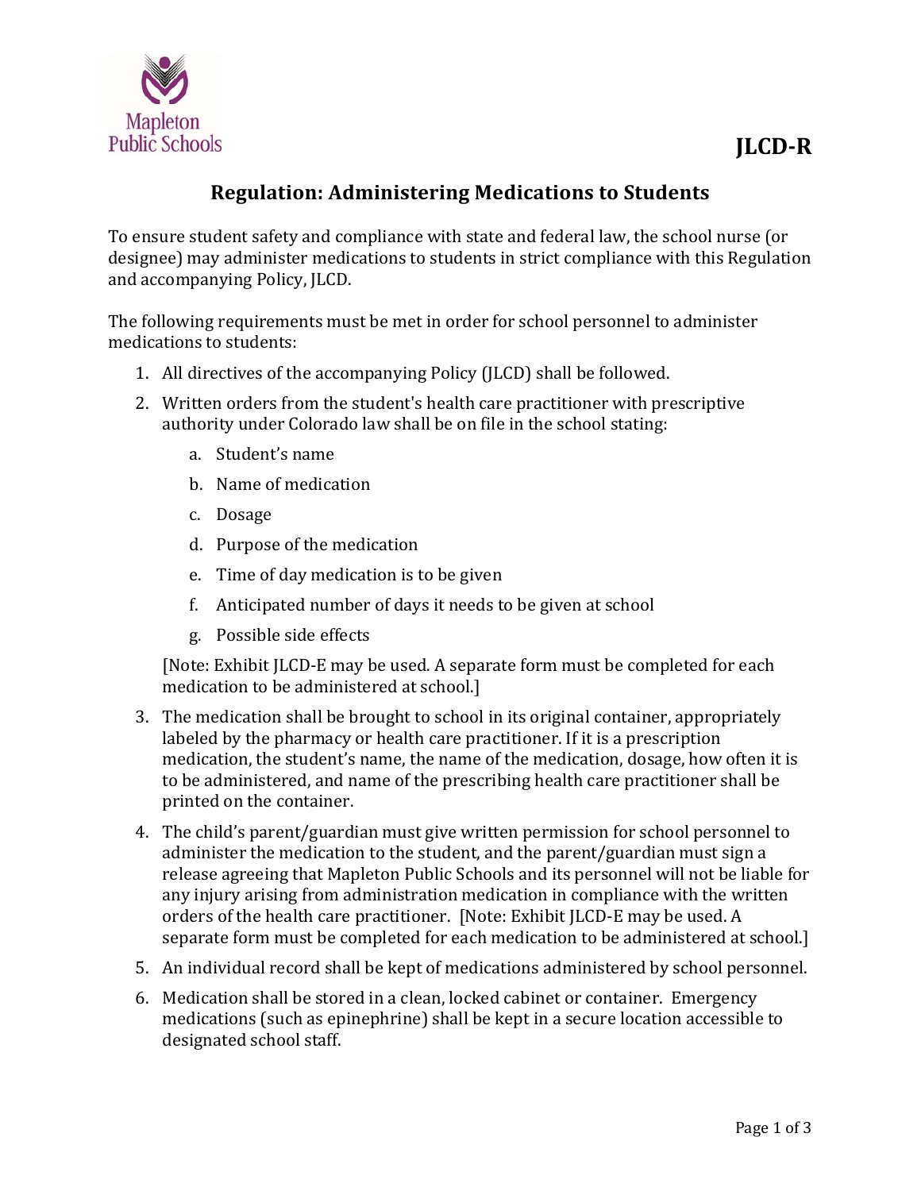JLCD-R

# Regulation: Administering Medications to Students

To ensure student safety and compliance with state and federal law, the school nurse (or designee) may administer medications to students in strict compliance with this Regulation and accompanying Policy, JLCD.

The following requirements must be met in order for school personnel to administer medications to students:

1. All directives of the accompanying Policy (JLCD) shall be followed.
2. Written orders from the student's health care practitioner with prescriptive authority under Colorado law shall be on file in the school stating:
   a. Student's name
   b. Name of medication
   c. Dosage
   d. Purpose of the medication
   e. Time of day medication is to be given
   f. Anticipated number of days it needs to be given at school
   g. Possible side effects

   [Note: Exhibit JLCD-E may be used. A separate form must be completed for each medication to be administered at school.]
3. The medication shall be brought to school in its original container, appropriately labeled by the pharmacy or health care practitioner. If it is a prescription medication, the student's name, the name of the medication, dosage, how often it is to be administered, and name of the prescribing health care practitioner shall be printed on the container.
4. The child's parent/guardian must give written permission for school personnel to administer the medication to the student, and the parent/guardian must sign a release agreeing that Mapleton Public Schools and its personnel will not be liable for any injury arising from administration medication in compliance with the written orders of the health care practitioner. [Note: Exhibit JLCD-E may be used. A separate form must be completed for each medication to be administered at school.]
5. An individual record shall be kept of medications administered by school personnel.
6. Medication shall be stored in a clean, locked cabinet or container. Emergency medications (such as epinephrine) shall be kept in a secure location accessible to designated school staff.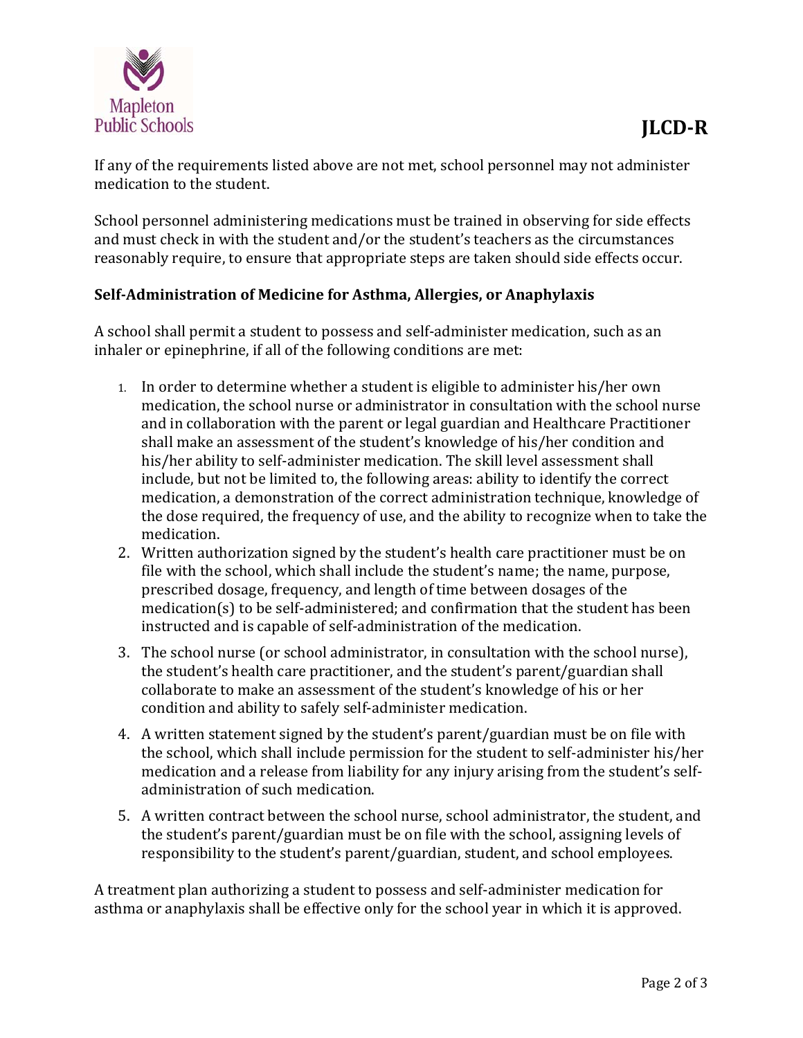If any of the requirements listed above are not met, school personnel may not administer medication to the student.

School personnel administering medications must be trained in observing for side effects and must check in with the student and/or the student's teachers as the circumstances reasonably require, to ensure that appropriate steps are taken should side effects occur.

**Self-Administration of Medicine for Asthma, Allergies, or Anaphylaxis**

A school shall permit a student to possess and self-administer medication, such as an inhaler or epinephrine, if all of the following conditions are met:

1. In order to determine whether a student is eligible to administer his/her own medication, the school nurse or administrator in consultation with the school nurse and in collaboration with the parent or legal guardian and Healthcare Practitioner shall make an assessment of the student's knowledge of his/her condition and his/her ability to self-administer medication. The skill level assessment shall include, but not be limited to, the following areas: ability to identify the correct medication, a demonstration of the correct administration technique, knowledge of the dose required, the frequency of use, and the ability to recognize when to take the medication.
2. Written authorization signed by the student's health care practitioner must be on file with the school, which shall include the student's name; the name, purpose, prescribed dosage, frequency, and length of time between dosages of the medication(s) to be self-administered; and confirmation that the student has been instructed and is capable of self-administration of the medication.
3. The school nurse (or school administrator, in consultation with the school nurse), the student's health care practitioner, and the student's parent/guardian shall collaborate to make an assessment of the student's knowledge of his or her condition and ability to safely self-administer medication.
4. A written statement signed by the student's parent/guardian must be on file with the school, which shall include permission for the student to self-administer his/her medication and a release from liability for any injury arising from the student's self-administration of such medication.
5. A written contract between the school nurse, school administrator, the student, and the student's parent/guardian must be on file with the school, assigning levels of responsibility to the student's parent/guardian, student, and school employees.

A treatment plan authorizing a student to possess and self-administer medication for asthma or anaphylaxis shall be effective only for the school year in which it is approved.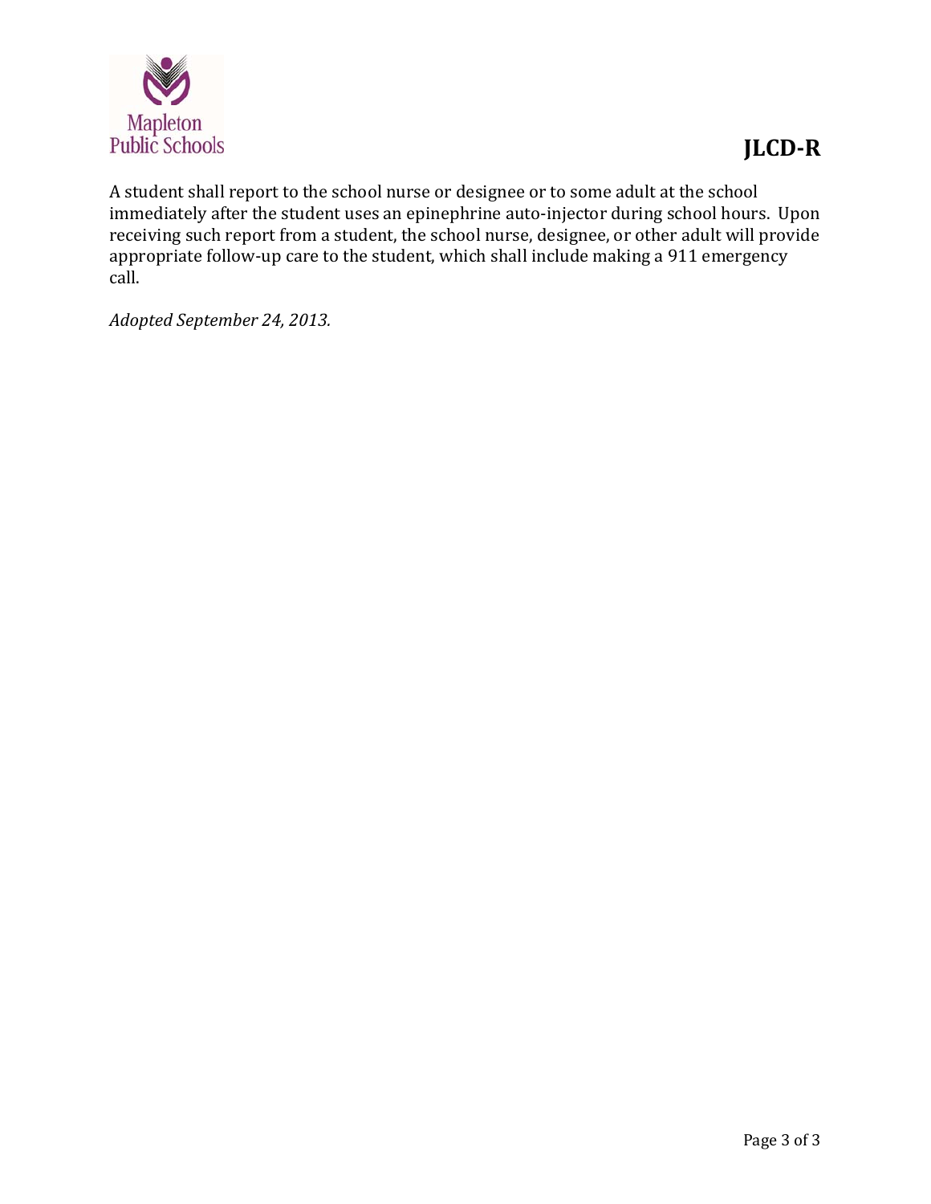A student shall report to the school nurse or designee or to some adult at the school immediately after the student uses an epinephrine auto-injector during school hours. Upon receiving such report from a student, the school nurse, designee, or other adult will provide appropriate follow-up care to the student, which shall include making a 911 emergency call.

*Adopted September 24, 2013.*